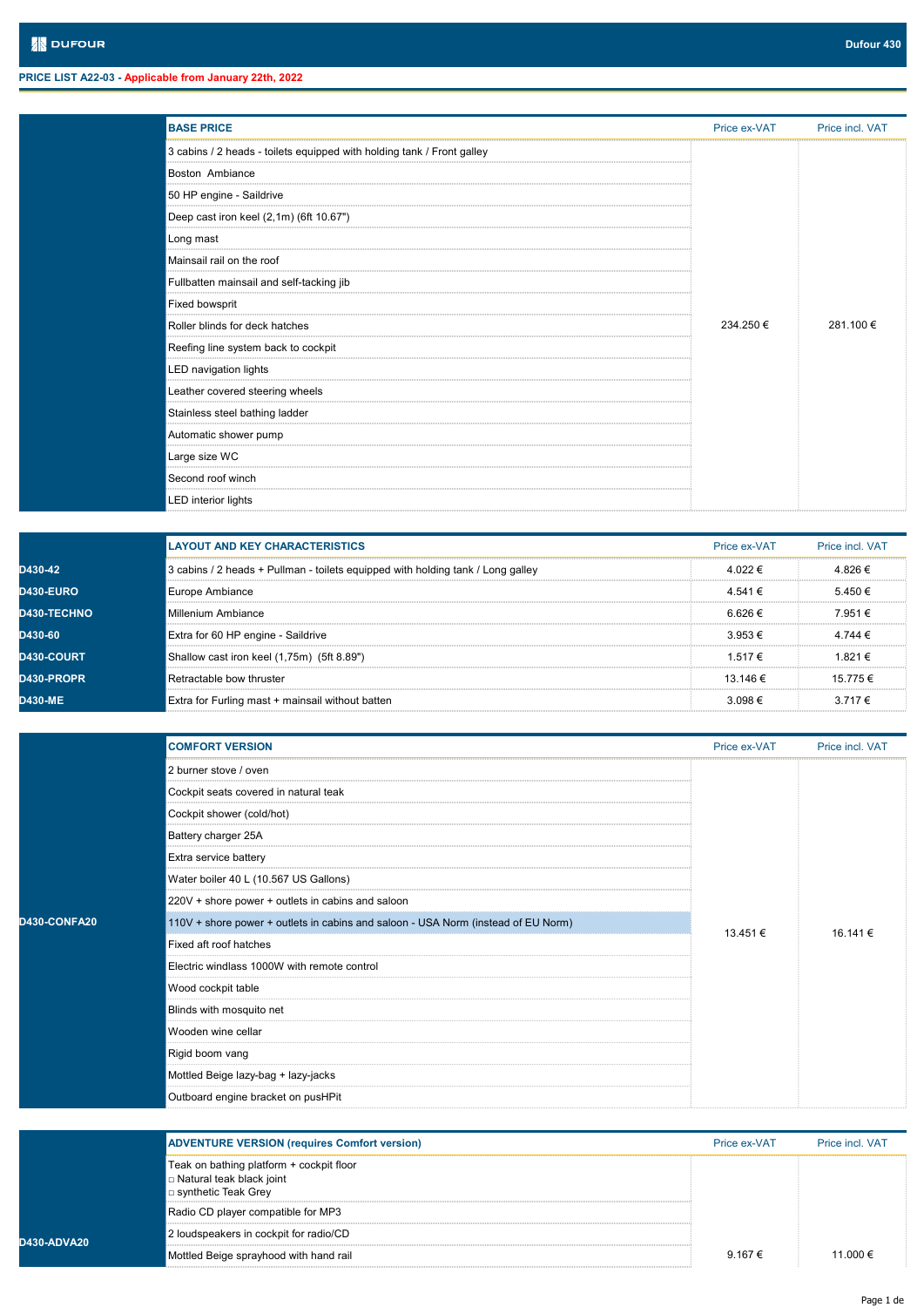# DUFOUR

**Dufour 430**

**PRICE LIST A22-03 - Applicable from January 22th, 2022**

| | BASE PRICE | Price ex-VAT | Price incl. VAT |
|---|---|---|---|
| | 3 cabins / 2 heads - toilets equipped with holding tank / Front galley | 234.250 € | 281.100 € |
| | Boston Ambiance | | |
| | 50 HP engine - Saildrive | | |
| | Deep cast iron keel (2,1m) (6ft 10.67") | | |
| | Long mast | | |
| | Mainsail rail on the roof | | |
| | Fullbatten mainsail and self-tacking jib | | |
| | Fixed bowsprit | | |
| | Roller blinds for deck hatches | | |
| | Reefing line system back to cockpit | | |
| | LED navigation lights | | |
| | Leather covered steering wheels | | |
| | Stainless steel bathing ladder | | |
| | Automatic shower pump | | |
| | Large size WC | | |
| | Second roof winch | | |
| | LED interior lights | | |

| | LAYOUT AND KEY CHARACTERISTICS | Price ex-VAT | Price incl. VAT |
|---|---|---|---|
| D430-42 | 3 cabins / 2 heads + Pullman - toilets equipped with holding tank / Long galley | 4.022 € | 4.826 € |
| D430-EURO | Europe Ambiance | 4.541 € | 5.450 € |
| D430-TECHNO | Millenium Ambiance | 6.626 € | 7.951 € |
| D430-60 | Extra for 60 HP engine - Saildrive | 3.953 € | 4.744 € |
| D430-COURT | Shallow cast iron keel (1,75m) (5ft 8.89") | 1.517 € | 1.821 € |
| D430-PROPR | Retractable bow thruster | 13.146 € | 15.775 € |
| D430-ME | Extra for Furling mast + mainsail without batten | 3.098 € | 3.717 € |

| | COMFORT VERSION | Price ex-VAT | Price incl. VAT |
|---|---|---|---|
| D430-CONFA20 | 2 burner stove / oven | 13.451 € | 16.141 € |
| | Cockpit seats covered in natural teak | | |
| | Cockpit shower (cold/hot) | | |
| | Battery charger 25A | | |
| | Extra service battery | | |
| | Water boiler 40 L (10.567 US Gallons) | | |
| | 220V + shore power + outlets in cabins and saloon | | |
| | 110V + shore power + outlets in cabins and saloon - USA Norm (instead of EU Norm) | | |
| | Fixed aft roof hatches | | |
| | Electric windlass 1000W with remote control | | |
| | Wood cockpit table | | |
| | Blinds with mosquito net | | |
| | Wooden wine cellar | | |
| | Rigid boom vang | | |
| | Mottled Beige lazy-bag + lazy-jacks | | |
| | Outboard engine bracket on pusHPit | | |

| | ADVENTURE VERSION (requires Comfort version) | Price ex-VAT | Price incl. VAT |
|---|---|---|---|
| D430-ADVA20 | Teak on bathing platform + cockpit floor<br>□ Natural teak black joint<br>□ synthetic Teak Grey | 9.167 € | 11.000 € |
| | Radio CD player compatible for MP3 | | |
| | 2 loudspeakers in cockpit for radio/CD | | |
| | Mottled Beige sprayhood with hand rail | | |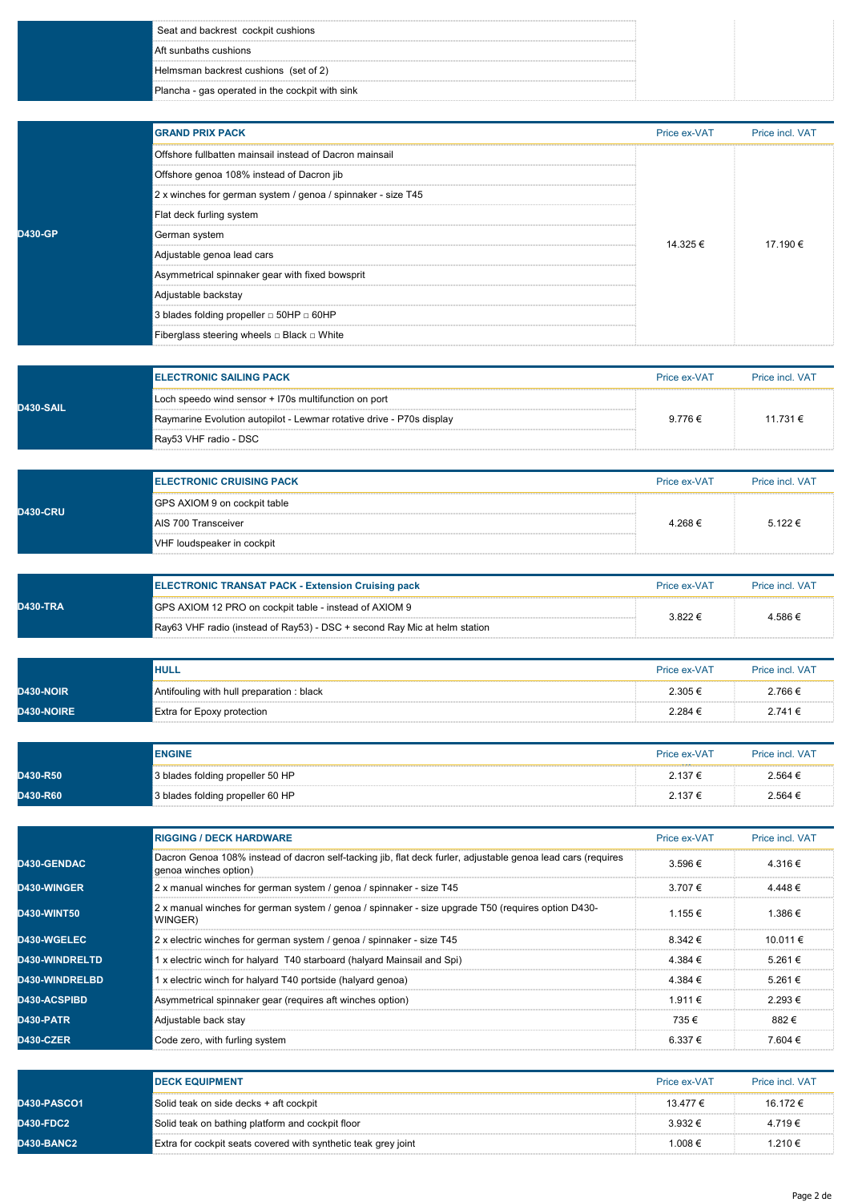| | | | |
|---|---|---|---|
| | Seat and backrest cockpit cushions | | |
| | Aft sunbaths cushions | | |
| | Helmsman backrest cushions (set of 2) | | |
| | Plancha - gas operated in the cockpit with sink | | |

| | GRAND PRIX PACK | Price ex-VAT | Price incl. VAT |
|---|---|---|---|
| D430-GP | Offshore fullbatten mainsail instead of Dacron mainsail | 14.325 € | 17.190 € |
| | Offshore genoa 108% instead of Dacron jib | | |
| | 2 x winches for german system / genoa / spinnaker - size T45 | | |
| | Flat deck furling system | | |
| | German system | | |
| | Adjustable genoa lead cars | | |
| | Asymmetrical spinnaker gear with fixed bowsprit | | |
| | Adjustable backstay | | |
| | 3 blades folding propeller □ 50HP □ 60HP | | |
| | Fiberglass steering wheels □ Black □ White | | |

| | ELECTRONIC SAILING PACK | Price ex-VAT | Price incl. VAT |
|---|---|---|---|
| D430-SAIL | Loch speedo wind sensor + I70s multifunction on port | 9.776 € | 11.731 € |
| | Raymarine Evolution autopilot - Lewmar rotative drive - P70s display | | |
| | Ray53 VHF radio - DSC | | |

| | ELECTRONIC CRUISING PACK | Price ex-VAT | Price incl. VAT |
|---|---|---|---|
| D430-CRU | GPS AXIOM 9 on cockpit table | 4.268 € | 5.122 € |
| | AIS 700 Transceiver | | |
| | VHF loudspeaker in cockpit | | |

| | ELECTRONIC TRANSAT PACK - Extension Cruising pack | Price ex-VAT | Price incl. VAT |
|---|---|---|---|
| D430-TRA | GPS AXIOM 12 PRO on cockpit table - instead of AXIOM 9 | 3.822 € | 4.586 € |
| | Ray63 VHF radio (instead of Ray53) - DSC + second Ray Mic at helm station | | |

| | HULL | Price ex-VAT | Price incl. VAT |
|---|---|---|---|
| D430-NOIR | Antifouling with hull preparation : black | 2.305 € | 2.766 € |
| D430-NOIRE | Extra for Epoxy protection | 2.284 € | 2.741 € |

| | ENGINE | Price ex-VAT | Price incl. VAT |
|---|---|---|---|
| D430-R50 | 3 blades folding propeller 50 HP | 2.137 € | 2.564 € |
| D430-R60 | 3 blades folding propeller 60 HP | 2.137 € | 2.564 € |

| | RIGGING / DECK HARDWARE | Price ex-VAT | Price incl. VAT |
|---|---|---|---|
| D430-GENDAC | Dacron Genoa 108% instead of dacron self-tacking jib, flat deck furler, adjustable genoa lead cars (requires genoa winches option) | 3.596 € | 4.316 € |
| D430-WINGER | 2 x manual winches for german system / genoa / spinnaker - size T45 | 3.707 € | 4.448 € |
| D430-WINT50 | 2 x manual winches for german system / genoa / spinnaker - size upgrade T50 (requires option D430-WINGER) | 1.155 € | 1.386 € |
| D430-WGELEC | 2 x electric winches for german system / genoa / spinnaker - size T45 | 8.342 € | 10.011 € |
| D430-WINDRELTD | 1 x electric winch for halyard T40 starboard (halyard Mainsail and Spi) | 4.384 € | 5.261 € |
| D430-WINDRELBD | 1 x electric winch for halyard T40 portside (halyard genoa) | 4.384 € | 5.261 € |
| D430-ACSPIBD | Asymmetrical spinnaker gear (requires aft winches option) | 1.911 € | 2.293 € |
| D430-PATR | Adjustable back stay | 735 € | 882 € |
| D430-CZER | Code zero, with furling system | 6.337 € | 7.604 € |

| | DECK EQUIPMENT | Price ex-VAT | Price incl. VAT |
|---|---|---|---|
| D430-PASCO1 | Solid teak on side decks + aft cockpit | 13.477 € | 16.172 € |
| D430-FDC2 | Solid teak on bathing platform and cockpit floor | 3.932 € | 4.719 € |
| D430-BANC2 | Extra for cockpit seats covered with synthetic teak grey joint | 1.008 € | 1.210 € |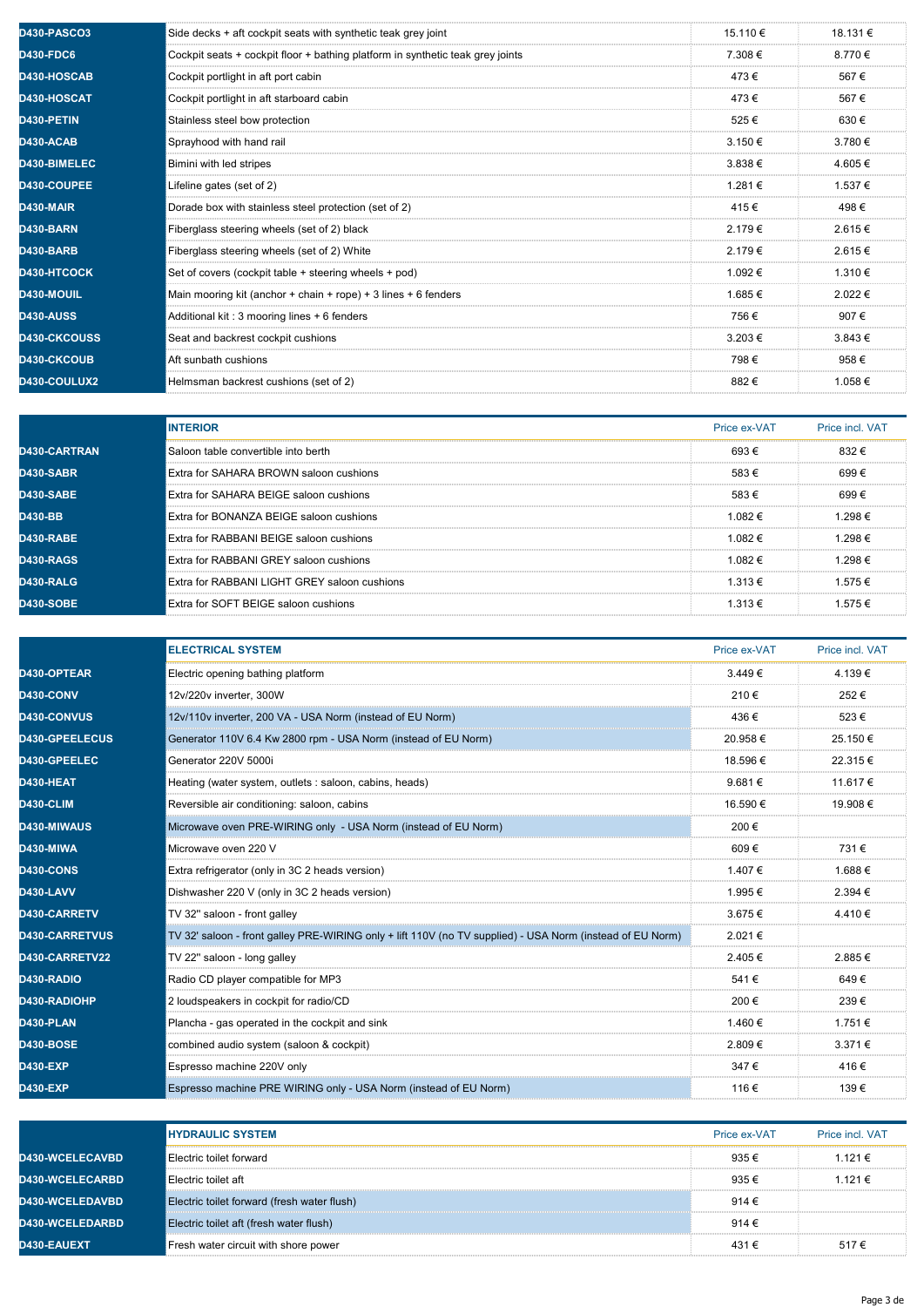| | | | |
|---|---|---|---|
| D430-PASCO3 | Side decks + aft cockpit seats with synthetic teak grey joint | 15.110 € | 18.131 € |
| D430-FDC6 | Cockpit seats + cockpit floor + bathing platform in synthetic teak grey joints | 7.308 € | 8.770 € |
| D430-HOSCAB | Cockpit portlight in aft port cabin | 473 € | 567 € |
| D430-HOSCAT | Cockpit portlight in aft starboard cabin | 473 € | 567 € |
| D430-PETIN | Stainless steel bow protection | 525 € | 630 € |
| D430-ACAB | Sprayhood with hand rail | 3.150 € | 3.780 € |
| D430-BIMELEC | Bimini with led stripes | 3.838 € | 4.605 € |
| D430-COUPEE | Lifeline gates (set of 2) | 1.281 € | 1.537 € |
| D430-MAIR | Dorade box with stainless steel protection (set of 2) | 415 € | 498 € |
| D430-BARN | Fiberglass steering wheels (set of 2) black | 2.179 € | 2.615 € |
| D430-BARB | Fiberglass steering wheels (set of 2) White | 2.179 € | 2.615 € |
| D430-HTCOCK | Set of covers (cockpit table + steering wheels + pod) | 1.092 € | 1.310 € |
| D430-MOUIL | Main mooring kit (anchor + chain + rope) + 3 lines + 6 fenders | 1.685 € | 2.022 € |
| D430-AUSS | Additional kit : 3 mooring lines + 6 fenders | 756 € | 907 € |
| D430-CKCOUSS | Seat and backrest cockpit cushions | 3.203 € | 3.843 € |
| D430-CKCOUB | Aft sunbath cushions | 798 € | 958 € |
| D430-COULUX2 | Helmsman backrest cushions (set of 2) | 882 € | 1.058 € |

| | INTERIOR | Price ex-VAT | Price incl. VAT |
|---|---|---|---|
| D430-CARTRAN | Saloon table convertible into berth | 693 € | 832 € |
| D430-SABR | Extra for SAHARA BROWN saloon cushions | 583 € | 699 € |
| D430-SABE | Extra for SAHARA BEIGE saloon cushions | 583 € | 699 € |
| D430-BB | Extra for BONANZA BEIGE saloon cushions | 1.082 € | 1.298 € |
| D430-RABE | Extra for RABBANI BEIGE saloon cushions | 1.082 € | 1.298 € |
| D430-RAGS | Extra for RABBANI GREY saloon cushions | 1.082 € | 1.298 € |
| D430-RALG | Extra for RABBANI LIGHT GREY saloon cushions | 1.313 € | 1.575 € |
| D430-SOBE | Extra for SOFT BEIGE saloon cushions | 1.313 € | 1.575 € |

| | ELECTRICAL SYSTEM | Price ex-VAT | Price incl. VAT |
|---|---|---|---|
| D430-OPTEAR | Electric opening bathing platform | 3.449 € | 4.139 € |
| D430-CONV | 12v/220v inverter, 300W | 210 € | 252 € |
| D430-CONVUS | 12v/110v inverter, 200 VA - USA Norm (instead of EU Norm) | 436 € | 523 € |
| D430-GPEELECUS | Generator 110V 6.4 Kw 2800 rpm - USA Norm (instead of EU Norm) | 20.958 € | 25.150 € |
| D430-GPEELEC | Generator 220V 5000i | 18.596 € | 22.315 € |
| D430-HEAT | Heating (water system, outlets : saloon, cabins, heads) | 9.681 € | 11.617 € |
| D430-CLIM | Reversible air conditioning: saloon, cabins | 16.590 € | 19.908 € |
| D430-MIWAUS | Microwave oven PRE-WIRING only - USA Norm (instead of EU Norm) | 200 € | |
| D430-MIWA | Microwave oven 220 V | 609 € | 731 € |
| D430-CONS | Extra refrigerator (only in 3C 2 heads version) | 1.407 € | 1.688 € |
| D430-LAVV | Dishwasher 220 V (only in 3C 2 heads version) | 1.995 € | 2.394 € |
| D430-CARRETV | TV 32'' saloon - front galley | 3.675 € | 4.410 € |
| D430-CARRETVUS | TV 32' saloon - front galley PRE-WIRING only + lift 110V (no TV supplied) - USA Norm (instead of EU Norm) | 2.021 € | |
| D430-CARRETV22 | TV 22'' saloon - long galley | 2.405 € | 2.885 € |
| D430-RADIO | Radio CD player compatible for MP3 | 541 € | 649 € |
| D430-RADIOHP | 2 loudspeakers in cockpit for radio/CD | 200 € | 239 € |
| D430-PLAN | Plancha - gas operated in the cockpit and sink | 1.460 € | 1.751 € |
| D430-BOSE | combined audio system (saloon & cockpit) | 2.809 € | 3.371 € |
| D430-EXP | Espresso machine 220V only | 347 € | 416 € |
| D430-EXP | Espresso machine PRE WIRING only - USA Norm (instead of EU Norm) | 116 € | 139 € |

| | HYDRAULIC SYSTEM | Price ex-VAT | Price incl. VAT |
|---|---|---|---|
| D430-WCELECAVBD | Electric toilet forward | 935 € | 1.121 € |
| D430-WCELECARBD | Electric toilet aft | 935 € | 1.121 € |
| D430-WCELEDAVBD | Electric toilet forward (fresh water flush) | 914 € | |
| D430-WCELEDARBD | Electric toilet aft (fresh water flush) | 914 € | |
| D430-EAUEXT | Fresh water circuit with shore power | 431 € | 517 € |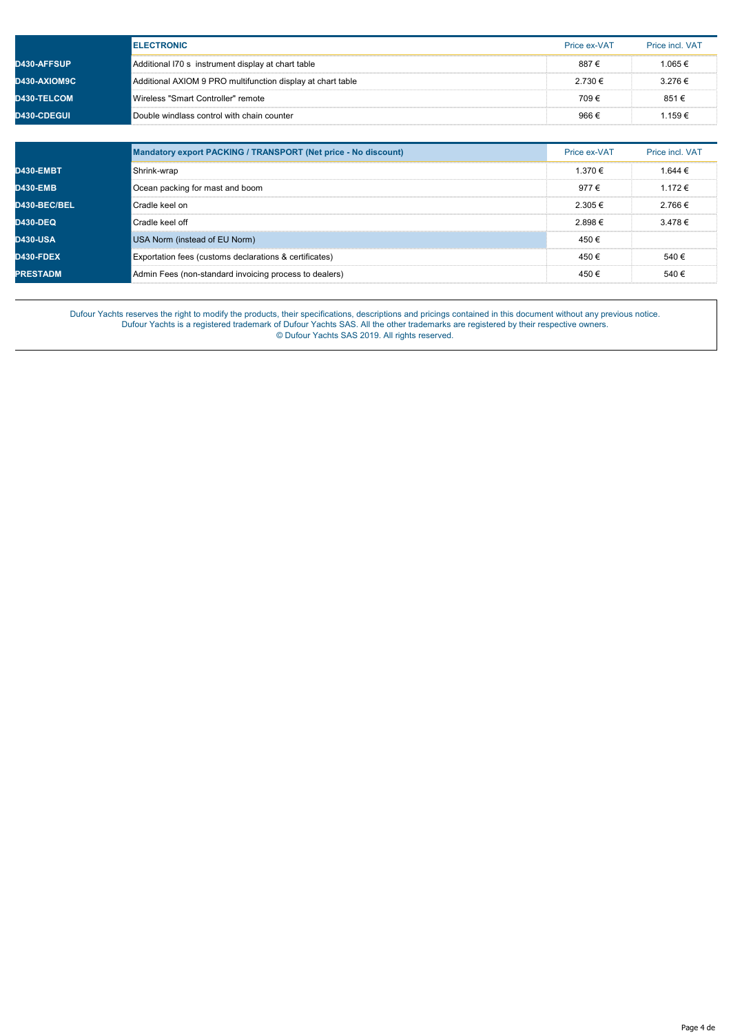| | ELECTRONIC | Price ex-VAT | Price incl. VAT |
|---|---|---|---|
| D430-AFFSUP | Additional I70 s instrument display at chart table | 887 € | 1.065 € |
| D430-AXIOM9C | Additional AXIOM 9 PRO multifunction display at chart table | 2.730 € | 3.276 € |
| D430-TELCOM | Wireless "Smart Controller" remote | 709 € | 851 € |
| D430-CDEGUI | Double windlass control with chain counter | 966 € | 1.159 € |

| | Mandatory export PACKING / TRANSPORT (Net price - No discount) | Price ex-VAT | Price incl. VAT |
|---|---|---|---|
| D430-EMBT | Shrink-wrap | 1.370 € | 1.644 € |
| D430-EMB | Ocean packing for mast and boom | 977 € | 1.172 € |
| D430-BEC/BEL | Cradle keel on | 2.305 € | 2.766 € |
| D430-DEQ | Cradle keel off | 2.898 € | 3.478 € |
| D430-USA | USA Norm (instead of EU Norm) | 450 € | |
| D430-FDEX | Exportation fees (customs declarations & certificates) | 450 € | 540 € |
| PRESTADM | Admin Fees (non-standard invoicing process to dealers) | 450 € | 540 € |

Dufour Yachts reserves the right to modify the products, their specifications, descriptions and pricings contained in this document without any previous notice.
Dufour Yachts is a registered trademark of Dufour Yachts SAS. All the other trademarks are registered by their respective owners.
© Dufour Yachts SAS 2019. All rights reserved.